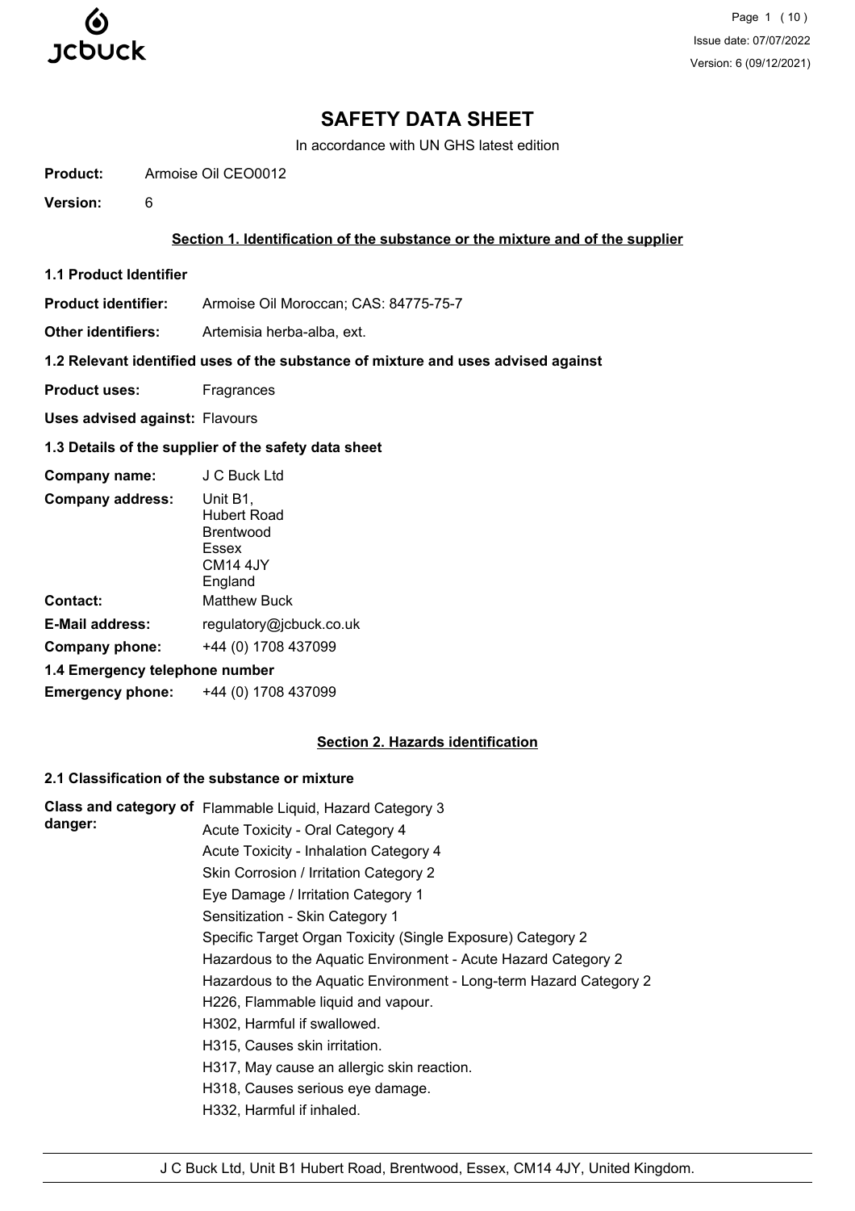# SAFETY DATA SHEET

In accordance with UN GHS latest edition

**Product:** Armoise Oil CEO0012

**Version:** 6

## Section 1. Identification of the substance or the mixture and of the supplier

### 1.1 Product Identifier

**Product identifier:** Armoise Oil Moroccan; CAS: 84775-75-7

**Other identifiers:** Artemisia herba-alba, ext.

### 1.2 Relevant identified uses of the substance of mixture and uses advised against

**Product uses:** Fragrances

**Uses advised against:** Flavours

### 1.3 Details of the supplier of the safety data sheet

**Company name:** J C Buck Ltd

**Company address:** Unit B1,
Hubert Road
Brentwood
Essex
CM14 4JY
England

**Contact:** Matthew Buck

**E-Mail address:** regulatory@jcbuck.co.uk

**Company phone:** +44 (0) 1708 437099

### 1.4 Emergency telephone number

**Emergency phone:** +44 (0) 1708 437099

## Section 2. Hazards identification

### 2.1 Classification of the substance or mixture

**Class and category of danger:**

Flammable Liquid, Hazard Category 3
Acute Toxicity - Oral Category 4
Acute Toxicity - Inhalation Category 4
Skin Corrosion / Irritation Category 2
Eye Damage / Irritation Category 1
Sensitization - Skin Category 1
Specific Target Organ Toxicity (Single Exposure) Category 2
Hazardous to the Aquatic Environment - Acute Hazard Category 2
Hazardous to the Aquatic Environment - Long-term Hazard Category 2
H226, Flammable liquid and vapour.
H302, Harmful if swallowed.
H315, Causes skin irritation.
H317, May cause an allergic skin reaction.
H318, Causes serious eye damage.
H332, Harmful if inhaled.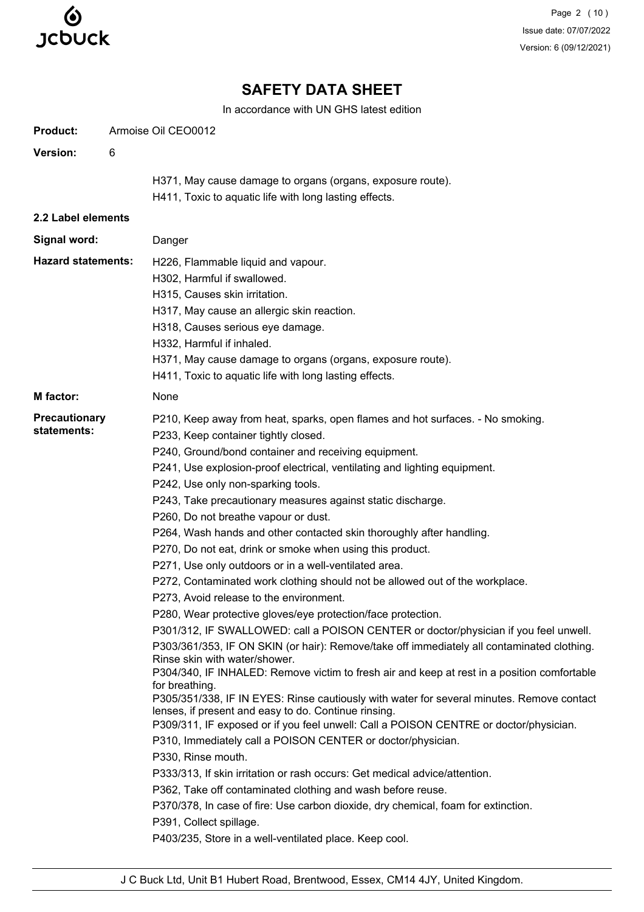# SAFETY DATA SHEET

In accordance with UN GHS latest edition

**Product:** Armoise Oil CEO0012

**Version:** 6

H371, May cause damage to organs (organs, exposure route).
H411, Toxic to aquatic life with long lasting effects.

**2.2 Label elements**

**Signal word:** Danger

**Hazard statements:**

H226, Flammable liquid and vapour.
H302, Harmful if swallowed.
H315, Causes skin irritation.
H317, May cause an allergic skin reaction.
H318, Causes serious eye damage.
H332, Harmful if inhaled.
H371, May cause damage to organs (organs, exposure route).
H411, Toxic to aquatic life with long lasting effects.

**M factor:** None

**Precautionary statements:**

P210, Keep away from heat, sparks, open flames and hot surfaces. - No smoking.
P233, Keep container tightly closed.
P240, Ground/bond container and receiving equipment.
P241, Use explosion-proof electrical, ventilating and lighting equipment.
P242, Use only non-sparking tools.
P243, Take precautionary measures against static discharge.
P260, Do not breathe vapour or dust.
P264, Wash hands and other contacted skin thoroughly after handling.
P270, Do not eat, drink or smoke when using this product.
P271, Use only outdoors or in a well-ventilated area.
P272, Contaminated work clothing should not be allowed out of the workplace.
P273, Avoid release to the environment.
P280, Wear protective gloves/eye protection/face protection.
P301/312, IF SWALLOWED: call a POISON CENTER or doctor/physician if you feel unwell.
P303/361/353, IF ON SKIN (or hair): Remove/take off immediately all contaminated clothing. Rinse skin with water/shower.
P304/340, IF INHALED: Remove victim to fresh air and keep at rest in a position comfortable for breathing.
P305/351/338, IF IN EYES: Rinse cautiously with water for several minutes. Remove contact lenses, if present and easy to do. Continue rinsing.
P309/311, IF exposed or if you feel unwell: Call a POISON CENTRE or doctor/physician.
P310, Immediately call a POISON CENTER or doctor/physician.
P330, Rinse mouth.
P333/313, If skin irritation or rash occurs: Get medical advice/attention.
P362, Take off contaminated clothing and wash before reuse.
P370/378, In case of fire: Use carbon dioxide, dry chemical, foam for extinction.
P391, Collect spillage.
P403/235, Store in a well-ventilated place. Keep cool.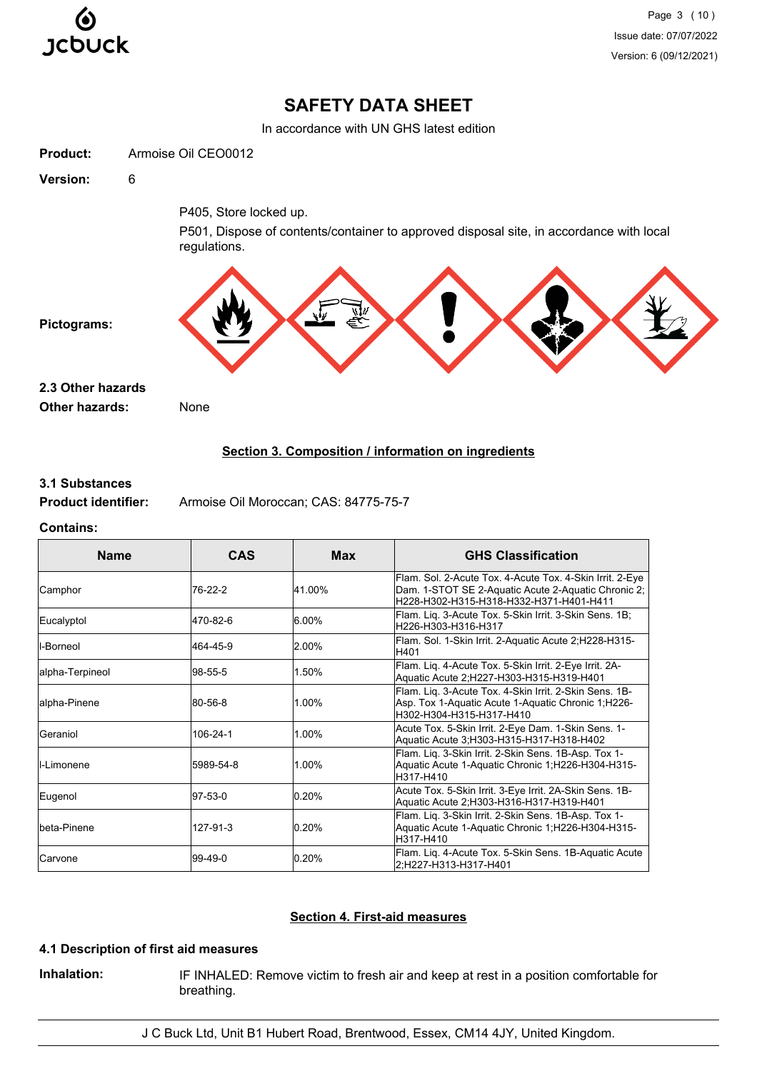**Product:** Armoise Oil CEO0012

**Version:** 6

P405, Store locked up.

P501, Dispose of contents/container to approved disposal site, in accordance with local regulations.

**Pictograms:**

**2.3 Other hazards**

**Other hazards:** None

## Section 3. Composition / information on ingredients

**3.1 Substances**

**Product identifier:** Armoise Oil Moroccan; CAS: 84775-75-7

**Contains:**

| Name | CAS | Max | GHS Classification |
|---|---|---|---|
| Camphor | 76-22-2 | 41.00% | Flam. Sol. 2-Acute Tox. 4-Acute Tox. 4-Skin Irrit. 2-Eye Dam. 1-STOT SE 2-Aquatic Acute 2-Aquatic Chronic 2;H228-H302-H315-H318-H332-H371-H401-H411 |
| Eucalyptol | 470-82-6 | 6.00% | Flam. Liq. 3-Acute Tox. 5-Skin Irrit. 3-Skin Sens. 1B;H226-H303-H316-H317 |
| l-Borneol | 464-45-9 | 2.00% | Flam. Sol. 1-Skin Irrit. 2-Aquatic Acute 2;H228-H315-H401 |
| alpha-Terpineol | 98-55-5 | 1.50% | Flam. Liq. 4-Acute Tox. 5-Skin Irrit. 2-Eye Irrit. 2A-Aquatic Acute 2;H227-H303-H315-H319-H401 |
| alpha-Pinene | 80-56-8 | 1.00% | Flam. Liq. 3-Acute Tox. 4-Skin Irrit. 2-Skin Sens. 1B-Asp. Tox 1-Aquatic Acute 1-Aquatic Chronic 1;H226-H302-H304-H315-H317-H410 |
| Geraniol | 106-24-1 | 1.00% | Acute Tox. 5-Skin Irrit. 2-Eye Dam. 1-Skin Sens. 1-Aquatic Acute 3;H303-H315-H317-H318-H402 |
| l-Limonene | 5989-54-8 | 1.00% | Flam. Liq. 3-Skin Irrit. 2-Skin Sens. 1B-Asp. Tox 1-Aquatic Acute 1-Aquatic Chronic 1;H226-H304-H315-H317-H410 |
| Eugenol | 97-53-0 | 0.20% | Acute Tox. 5-Skin Irrit. 3-Eye Irrit. 2A-Skin Sens. 1B-Aquatic Acute 2;H303-H316-H317-H319-H401 |
| beta-Pinene | 127-91-3 | 0.20% | Flam. Liq. 3-Skin Irrit. 2-Skin Sens. 1B-Asp. Tox 1-Aquatic Acute 1-Aquatic Chronic 1;H226-H304-H315-H317-H410 |
| Carvone | 99-49-0 | 0.20% | Flam. Liq. 4-Acute Tox. 5-Skin Sens. 1B-Aquatic Acute 2;H227-H313-H317-H401 |

## Section 4. First-aid measures

**4.1 Description of first aid measures**

**Inhalation:** IF INHALED: Remove victim to fresh air and keep at rest in a position comfortable for breathing.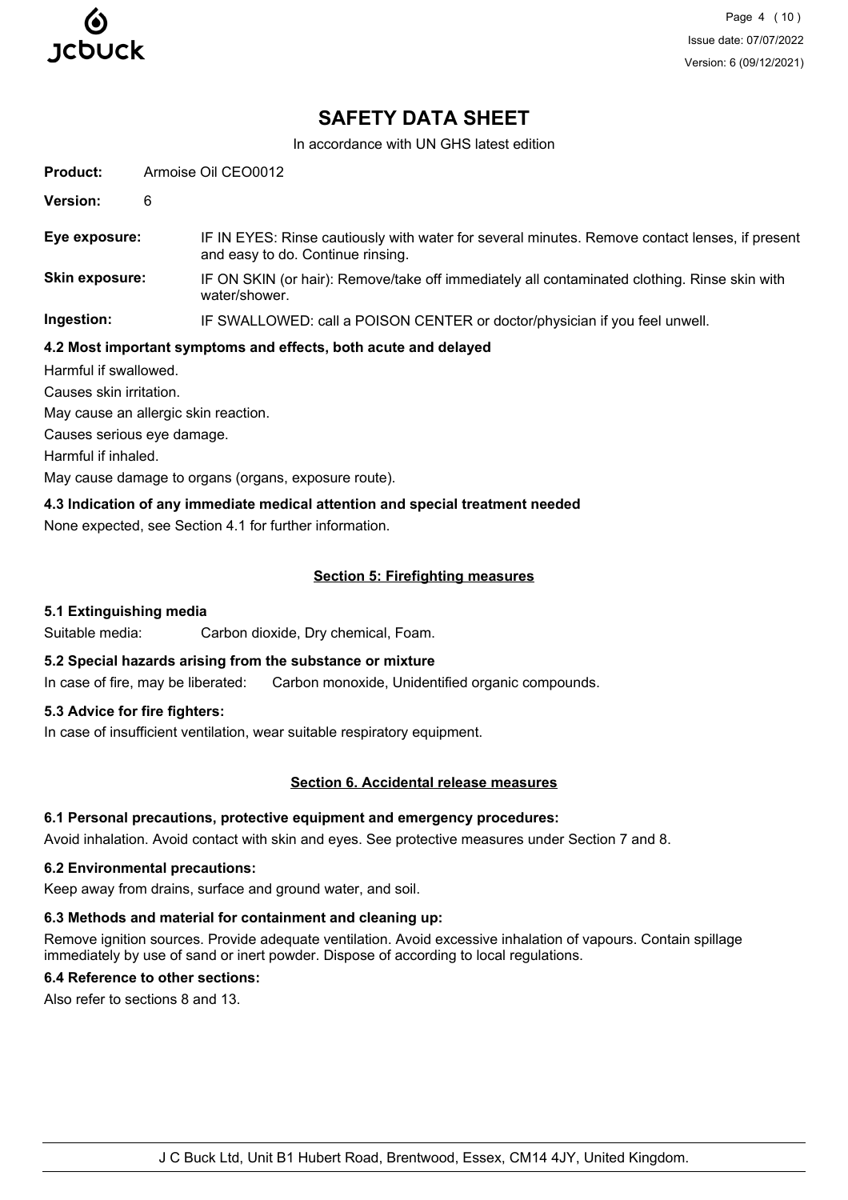# SAFETY DATA SHEET

In accordance with UN GHS latest edition

**Product:** Armoise Oil CEO0012

**Version:** 6

**Eye exposure:** IF IN EYES: Rinse cautiously with water for several minutes. Remove contact lenses, if present and easy to do. Continue rinsing.

**Skin exposure:** IF ON SKIN (or hair): Remove/take off immediately all contaminated clothing. Rinse skin with water/shower.

**Ingestion:** IF SWALLOWED: call a POISON CENTER or doctor/physician if you feel unwell.

### 4.2 Most important symptoms and effects, both acute and delayed

Harmful if swallowed.

Causes skin irritation.

May cause an allergic skin reaction.

Causes serious eye damage.

Harmful if inhaled.

May cause damage to organs (organs, exposure route).

### 4.3 Indication of any immediate medical attention and special treatment needed

None expected, see Section 4.1 for further information.

## Section 5: Firefighting measures

### 5.1 Extinguishing media

Suitable media: Carbon dioxide, Dry chemical, Foam.

### 5.2 Special hazards arising from the substance or mixture

In case of fire, may be liberated: Carbon monoxide, Unidentified organic compounds.

### 5.3 Advice for fire fighters:

In case of insufficient ventilation, wear suitable respiratory equipment.

## Section 6. Accidental release measures

### 6.1 Personal precautions, protective equipment and emergency procedures:

Avoid inhalation. Avoid contact with skin and eyes. See protective measures under Section 7 and 8.

### 6.2 Environmental precautions:

Keep away from drains, surface and ground water, and soil.

### 6.3 Methods and material for containment and cleaning up:

Remove ignition sources. Provide adequate ventilation. Avoid excessive inhalation of vapours. Contain spillage immediately by use of sand or inert powder. Dispose of according to local regulations.

### 6.4 Reference to other sections:

Also refer to sections 8 and 13.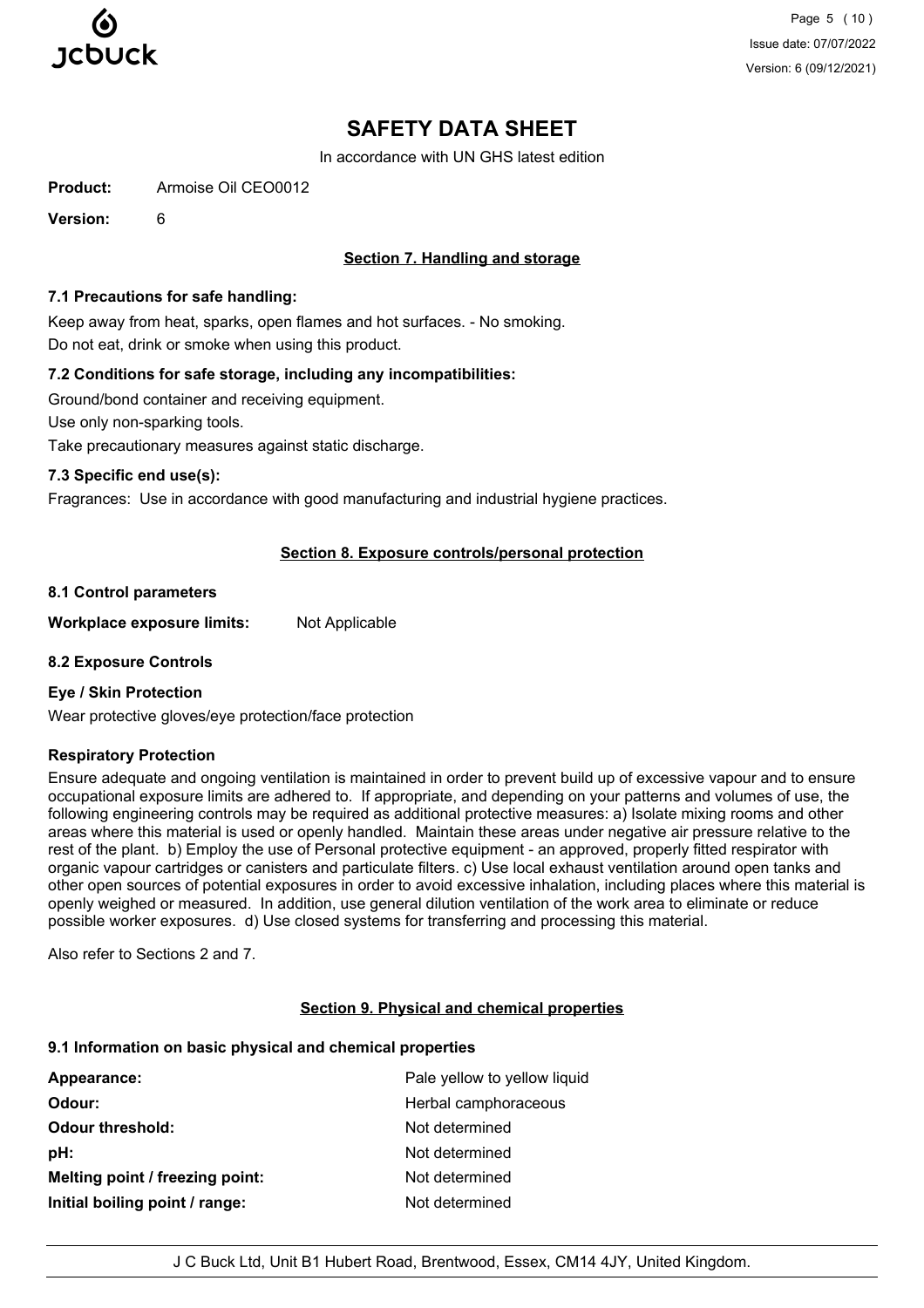# SAFETY DATA SHEET

In accordance with UN GHS latest edition

**Product:** Armoise Oil CEO0012

**Version:** 6

## Section 7. Handling and storage

### 7.1 Precautions for safe handling:

Keep away from heat, sparks, open flames and hot surfaces. - No smoking.
Do not eat, drink or smoke when using this product.

### 7.2 Conditions for safe storage, including any incompatibilities:

Ground/bond container and receiving equipment.

Use only non-sparking tools.

Take precautionary measures against static discharge.

### 7.3 Specific end use(s):

Fragrances: Use in accordance with good manufacturing and industrial hygiene practices.

## Section 8. Exposure controls/personal protection

### 8.1 Control parameters

**Workplace exposure limits:** Not Applicable

### 8.2 Exposure Controls

**Eye / Skin Protection**

Wear protective gloves/eye protection/face protection

**Respiratory Protection**

Ensure adequate and ongoing ventilation is maintained in order to prevent build up of excessive vapour and to ensure occupational exposure limits are adhered to. If appropriate, and depending on your patterns and volumes of use, the following engineering controls may be required as additional protective measures: a) Isolate mixing rooms and other areas where this material is used or openly handled. Maintain these areas under negative air pressure relative to the rest of the plant. b) Employ the use of Personal protective equipment - an approved, properly fitted respirator with organic vapour cartridges or canisters and particulate filters. c) Use local exhaust ventilation around open tanks and other open sources of potential exposures in order to avoid excessive inhalation, including places where this material is openly weighed or measured. In addition, use general dilution ventilation of the work area to eliminate or reduce possible worker exposures. d) Use closed systems for transferring and processing this material.

Also refer to Sections 2 and 7.

## Section 9. Physical and chemical properties

### 9.1 Information on basic physical and chemical properties

| | |
|---|---|
| **Appearance:** | Pale yellow to yellow liquid |
| **Odour:** | Herbal camphoraceous |
| **Odour threshold:** | Not determined |
| **pH:** | Not determined |
| **Melting point / freezing point:** | Not determined |
| **Initial boiling point / range:** | Not determined |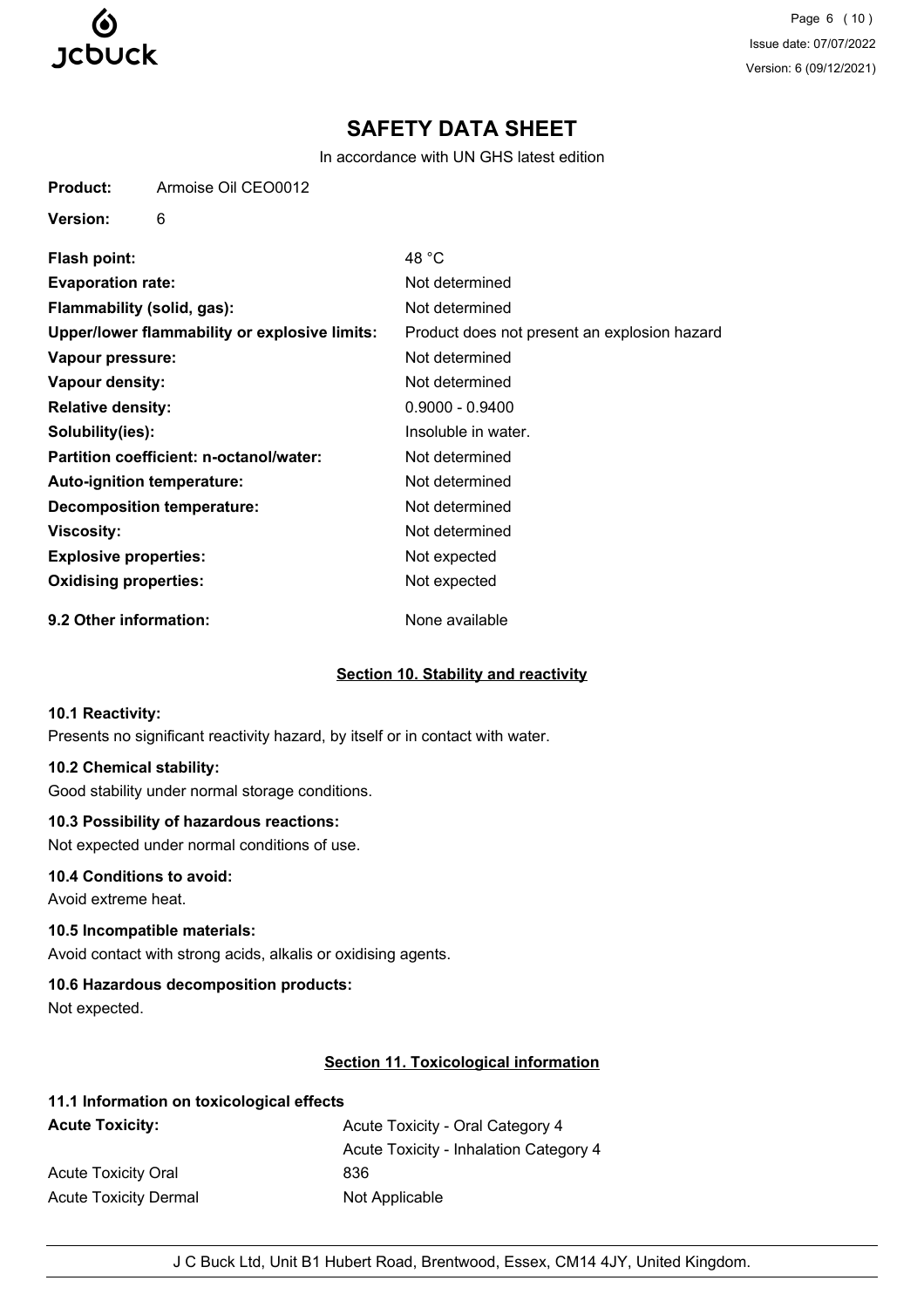**Product:** Armoise Oil CEO0012

**Version:** 6

| | |
|---|---|
| **Flash point:** | 48 °C |
| **Evaporation rate:** | Not determined |
| **Flammability (solid, gas):** | Not determined |
| **Upper/lower flammability or explosive limits:** | Product does not present an explosion hazard |
| **Vapour pressure:** | Not determined |
| **Vapour density:** | Not determined |
| **Relative density:** | 0.9000 - 0.9400 |
| **Solubility(ies):** | Insoluble in water. |
| **Partition coefficient: n-octanol/water:** | Not determined |
| **Auto-ignition temperature:** | Not determined |
| **Decomposition temperature:** | Not determined |
| **Viscosity:** | Not determined |
| **Explosive properties:** | Not expected |
| **Oxidising properties:** | Not expected |

**9.2 Other information:** None available

## Section 10. Stability and reactivity

**10.1 Reactivity:**

Presents no significant reactivity hazard, by itself or in contact with water.

**10.2 Chemical stability:**

Good stability under normal storage conditions.

**10.3 Possibility of hazardous reactions:**

Not expected under normal conditions of use.

**10.4 Conditions to avoid:**

Avoid extreme heat.

**10.5 Incompatible materials:**

Avoid contact with strong acids, alkalis or oxidising agents.

**10.6 Hazardous decomposition products:**

Not expected.

## Section 11. Toxicological information

**11.1 Information on toxicological effects**

| | |
|---|---|
| **Acute Toxicity:** | Acute Toxicity - Oral Category 4<br>Acute Toxicity - Inhalation Category 4 |
| Acute Toxicity Oral | 836 |
| Acute Toxicity Dermal | Not Applicable |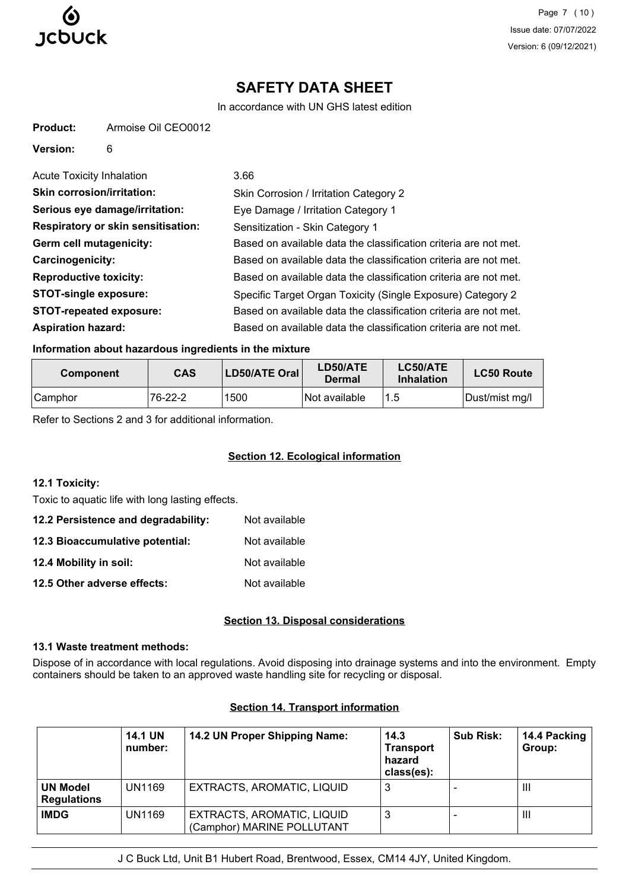# SAFETY DATA SHEET

In accordance with UN GHS latest edition

**Product:** Armoise Oil CEO0012

**Version:** 6

| | |
|---|---|
| Acute Toxicity Inhalation | 3.66 |
| **Skin corrosion/irritation:** | Skin Corrosion / Irritation Category 2 |
| **Serious eye damage/irritation:** | Eye Damage / Irritation Category 1 |
| **Respiratory or skin sensitisation:** | Sensitization - Skin Category 1 |
| **Germ cell mutagenicity:** | Based on available data the classification criteria are not met. |
| **Carcinogenicity:** | Based on available data the classification criteria are not met. |
| **Reproductive toxicity:** | Based on available data the classification criteria are not met. |
| **STOT-single exposure:** | Specific Target Organ Toxicity (Single Exposure) Category 2 |
| **STOT-repeated exposure:** | Based on available data the classification criteria are not met. |
| **Aspiration hazard:** | Based on available data the classification criteria are not met. |

**Information about hazardous ingredients in the mixture**

| Component | CAS | LD50/ATE Oral | LD50/ATE Dermal | LC50/ATE Inhalation | LC50 Route |
|---|---|---|---|---|---|
| Camphor | 76-22-2 | 1500 | Not available | 1.5 | Dust/mist mg/l |

Refer to Sections 2 and 3 for additional information.

## Section 12. Ecological information

**12.1 Toxicity:**

Toxic to aquatic life with long lasting effects.

| | |
|---|---|
| **12.2 Persistence and degradability:** | Not available |
| **12.3 Bioaccumulative potential:** | Not available |
| **12.4 Mobility in soil:** | Not available |
| **12.5 Other adverse effects:** | Not available |

## Section 13. Disposal considerations

**13.1 Waste treatment methods:**

Dispose of in accordance with local regulations. Avoid disposing into drainage systems and into the environment. Empty containers should be taken to an approved waste handling site for recycling or disposal.

## Section 14. Transport information

| | 14.1 UN number: | 14.2 UN Proper Shipping Name: | 14.3 Transport hazard class(es): | Sub Risk: | 14.4 Packing Group: |
|---|---|---|---|---|---|
| **UN Model Regulations** | UN1169 | EXTRACTS, AROMATIC, LIQUID | 3 | - | III |
| **IMDG** | UN1169 | EXTRACTS, AROMATIC, LIQUID (Camphor) MARINE POLLUTANT | 3 | - | III |

J C Buck Ltd, Unit B1 Hubert Road, Brentwood, Essex, CM14 4JY, United Kingdom.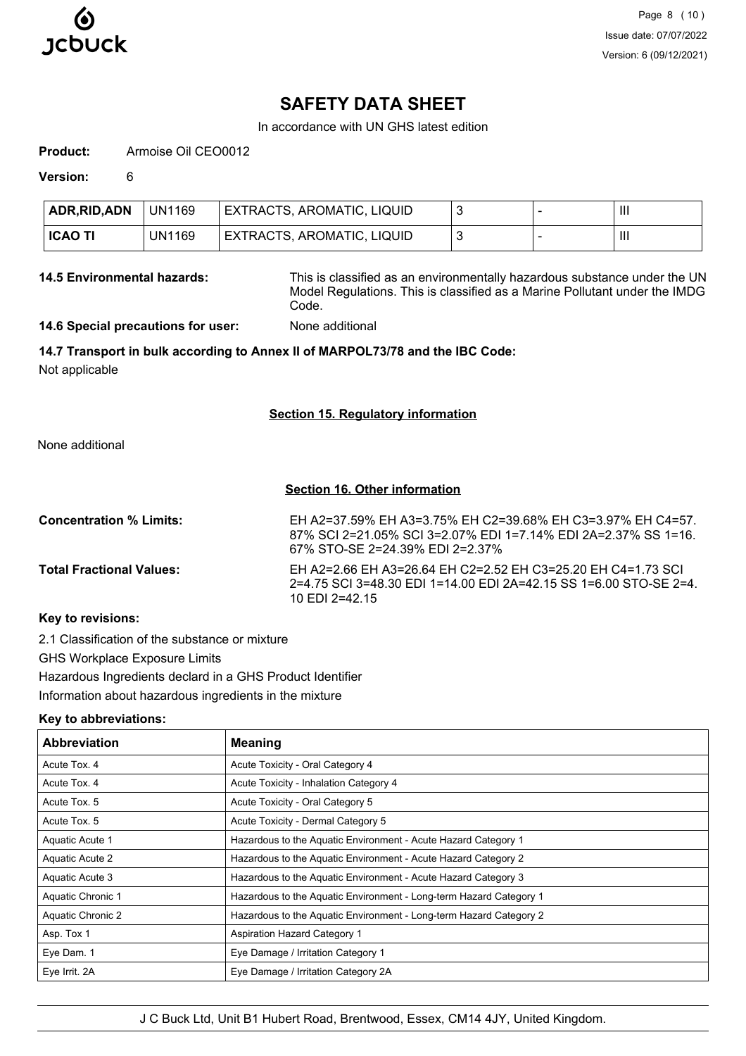# SAFETY DATA SHEET

In accordance with UN GHS latest edition

**Product:** Armoise Oil CEO0012

**Version:** 6

| ADR,RID,ADN | UN1169 | EXTRACTS, AROMATIC, LIQUID | 3 | - | III |
|---|---|---|---|---|---|
| ICAO TI | UN1169 | EXTRACTS, AROMATIC, LIQUID | 3 | - | III |

**14.5 Environmental hazards:** This is classified as an environmentally hazardous substance under the UN Model Regulations. This is classified as a Marine Pollutant under the IMDG Code.

**14.6 Special precautions for user:** None additional

**14.7 Transport in bulk according to Annex II of MARPOL73/78 and the IBC Code:**

Not applicable

## Section 15. Regulatory information

None additional

## Section 16. Other information

**Concentration % Limits:** EH A2=37.59% EH A3=3.75% EH C2=39.68% EH C3=3.97% EH C4=57.87% SCI 2=21.05% SCI 3=2.07% EDI 1=7.14% EDI 2A=2.37% SS 1=16.67% STO-SE 2=24.39% EDI 2=2.37%

**Total Fractional Values:** EH A2=2.66 EH A3=26.64 EH C2=2.52 EH C3=25.20 EH C4=1.73 SCI 2=4.75 SCI 3=48.30 EDI 1=14.00 EDI 2A=42.15 SS 1=6.00 STO-SE 2=4.10 EDI 2=42.15

**Key to revisions:**

2.1 Classification of the substance or mixture

GHS Workplace Exposure Limits

Hazardous Ingredients declard in a GHS Product Identifier

Information about hazardous ingredients in the mixture

**Key to abbreviations:**

| Abbreviation | Meaning |
|---|---|
| Acute Tox. 4 | Acute Toxicity - Oral Category 4 |
| Acute Tox. 4 | Acute Toxicity - Inhalation Category 4 |
| Acute Tox. 5 | Acute Toxicity - Oral Category 5 |
| Acute Tox. 5 | Acute Toxicity - Dermal Category 5 |
| Aquatic Acute 1 | Hazardous to the Aquatic Environment - Acute Hazard Category 1 |
| Aquatic Acute 2 | Hazardous to the Aquatic Environment - Acute Hazard Category 2 |
| Aquatic Acute 3 | Hazardous to the Aquatic Environment - Acute Hazard Category 3 |
| Aquatic Chronic 1 | Hazardous to the Aquatic Environment - Long-term Hazard Category 1 |
| Aquatic Chronic 2 | Hazardous to the Aquatic Environment - Long-term Hazard Category 2 |
| Asp. Tox 1 | Aspiration Hazard Category 1 |
| Eye Dam. 1 | Eye Damage / Irritation Category 1 |
| Eye Irrit. 2A | Eye Damage / Irritation Category 2A |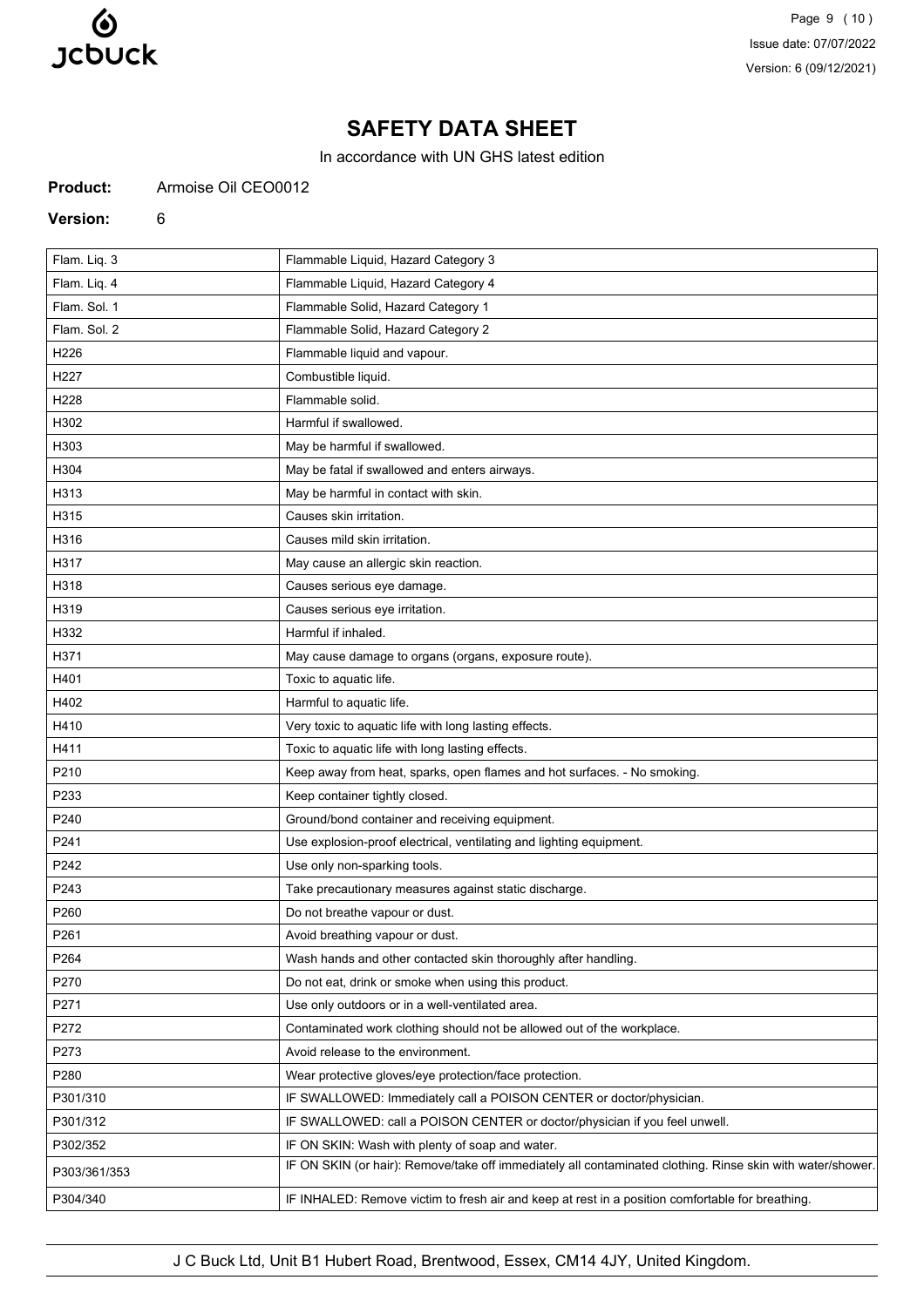# SAFETY DATA SHEET

In accordance with UN GHS latest edition

**Product:** Armoise Oil CEO0012

**Version:** 6

| | |
|---|---|
| Flam. Liq. 3 | Flammable Liquid, Hazard Category 3 |
| Flam. Liq. 4 | Flammable Liquid, Hazard Category 4 |
| Flam. Sol. 1 | Flammable Solid, Hazard Category 1 |
| Flam. Sol. 2 | Flammable Solid, Hazard Category 2 |
| H226 | Flammable liquid and vapour. |
| H227 | Combustible liquid. |
| H228 | Flammable solid. |
| H302 | Harmful if swallowed. |
| H303 | May be harmful if swallowed. |
| H304 | May be fatal if swallowed and enters airways. |
| H313 | May be harmful in contact with skin. |
| H315 | Causes skin irritation. |
| H316 | Causes mild skin irritation. |
| H317 | May cause an allergic skin reaction. |
| H318 | Causes serious eye damage. |
| H319 | Causes serious eye irritation. |
| H332 | Harmful if inhaled. |
| H371 | May cause damage to organs (organs, exposure route). |
| H401 | Toxic to aquatic life. |
| H402 | Harmful to aquatic life. |
| H410 | Very toxic to aquatic life with long lasting effects. |
| H411 | Toxic to aquatic life with long lasting effects. |
| P210 | Keep away from heat, sparks, open flames and hot surfaces. - No smoking. |
| P233 | Keep container tightly closed. |
| P240 | Ground/bond container and receiving equipment. |
| P241 | Use explosion-proof electrical, ventilating and lighting equipment. |
| P242 | Use only non-sparking tools. |
| P243 | Take precautionary measures against static discharge. |
| P260 | Do not breathe vapour or dust. |
| P261 | Avoid breathing vapour or dust. |
| P264 | Wash hands and other contacted skin thoroughly after handling. |
| P270 | Do not eat, drink or smoke when using this product. |
| P271 | Use only outdoors or in a well-ventilated area. |
| P272 | Contaminated work clothing should not be allowed out of the workplace. |
| P273 | Avoid release to the environment. |
| P280 | Wear protective gloves/eye protection/face protection. |
| P301/310 | IF SWALLOWED: Immediately call a POISON CENTER or doctor/physician. |
| P301/312 | IF SWALLOWED: call a POISON CENTER or doctor/physician if you feel unwell. |
| P302/352 | IF ON SKIN: Wash with plenty of soap and water. |
| P303/361/353 | IF ON SKIN (or hair): Remove/take off immediately all contaminated clothing. Rinse skin with water/shower. |
| P304/340 | IF INHALED: Remove victim to fresh air and keep at rest in a position comfortable for breathing. |

J C Buck Ltd, Unit B1 Hubert Road, Brentwood, Essex, CM14 4JY, United Kingdom.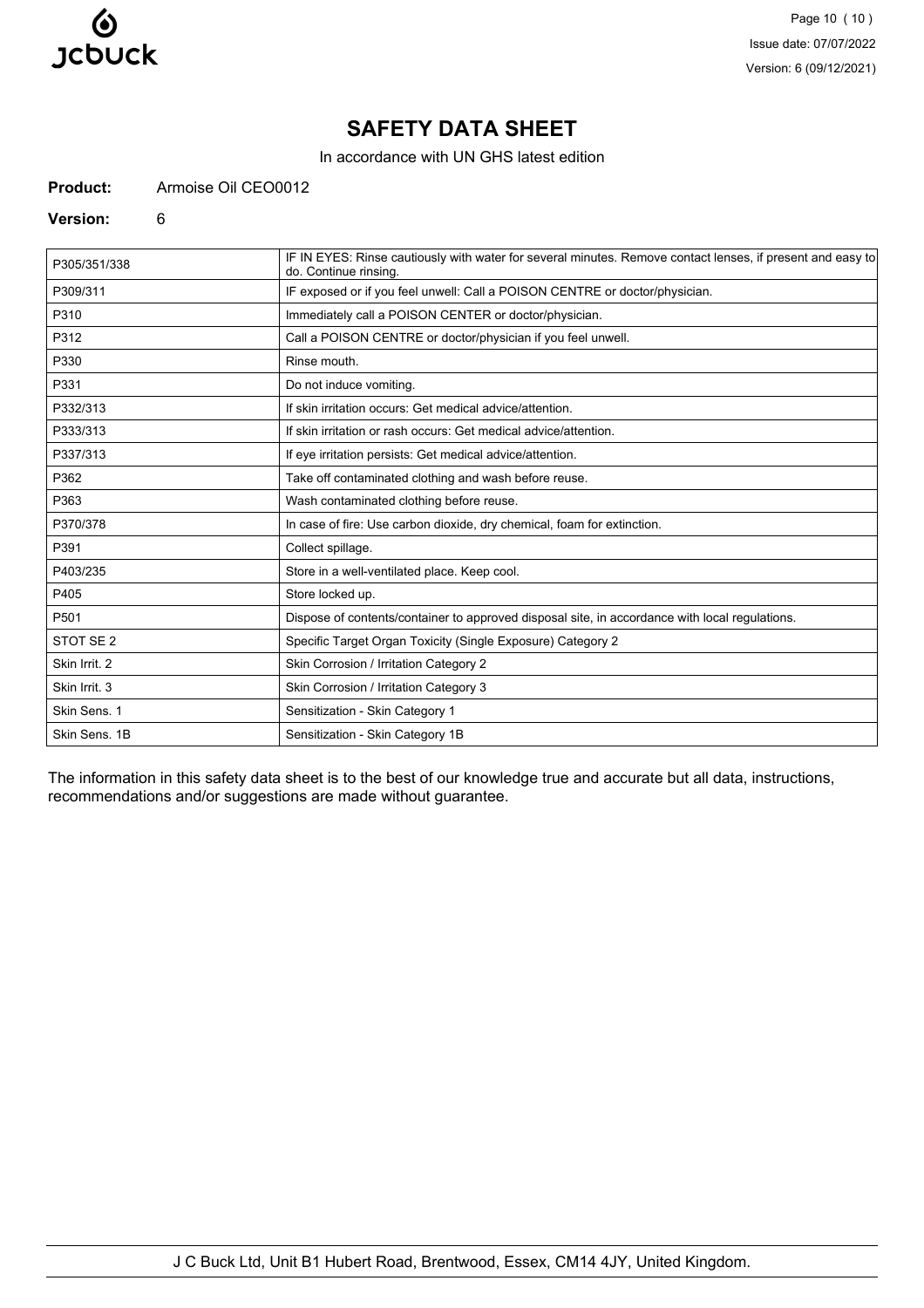# SAFETY DATA SHEET

In accordance with UN GHS latest edition

**Product:** Armoise Oil CEO0012

**Version:** 6

| | |
|---|---|
| P305/351/338 | IF IN EYES: Rinse cautiously with water for several minutes. Remove contact lenses, if present and easy to do. Continue rinsing. |
| P309/311 | IF exposed or if you feel unwell: Call a POISON CENTRE or doctor/physician. |
| P310 | Immediately call a POISON CENTER or doctor/physician. |
| P312 | Call a POISON CENTRE or doctor/physician if you feel unwell. |
| P330 | Rinse mouth. |
| P331 | Do not induce vomiting. |
| P332/313 | If skin irritation occurs: Get medical advice/attention. |
| P333/313 | If skin irritation or rash occurs: Get medical advice/attention. |
| P337/313 | If eye irritation persists: Get medical advice/attention. |
| P362 | Take off contaminated clothing and wash before reuse. |
| P363 | Wash contaminated clothing before reuse. |
| P370/378 | In case of fire: Use carbon dioxide, dry chemical, foam for extinction. |
| P391 | Collect spillage. |
| P403/235 | Store in a well-ventilated place. Keep cool. |
| P405 | Store locked up. |
| P501 | Dispose of contents/container to approved disposal site, in accordance with local regulations. |
| STOT SE 2 | Specific Target Organ Toxicity (Single Exposure) Category 2 |
| Skin Irrit. 2 | Skin Corrosion / Irritation Category 2 |
| Skin Irrit. 3 | Skin Corrosion / Irritation Category 3 |
| Skin Sens. 1 | Sensitization - Skin Category 1 |
| Skin Sens. 1B | Sensitization - Skin Category 1B |

The information in this safety data sheet is to the best of our knowledge true and accurate but all data, instructions, recommendations and/or suggestions are made without guarantee.